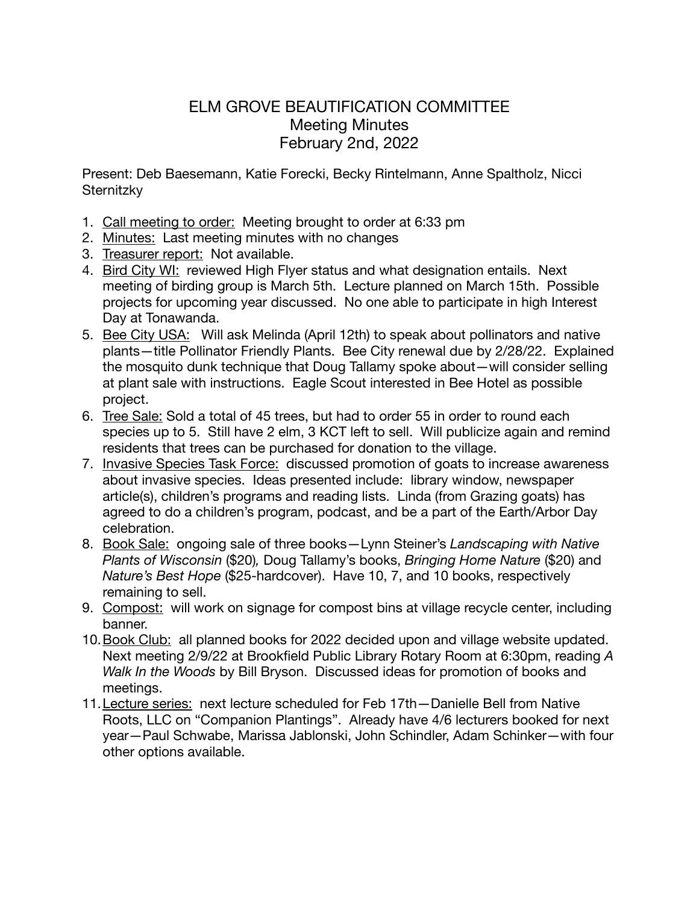# ELM GROVE BEAUTIFICATION COMMITTEE
## Meeting Minutes
## February 2nd, 2022

Present: Deb Baesemann, Katie Forecki, Becky Rintelmann, Anne Spaltholz, Nicci Sternitzky

1. <u>Call meeting to order:</u> Meeting brought to order at 6:33 pm
2. <u>Minutes:</u> Last meeting minutes with no changes
3. <u>Treasurer report:</u> Not available.
4. <u>Bird City WI:</u> reviewed High Flyer status and what designation entails. Next meeting of birding group is March 5th. Lecture planned on March 15th. Possible projects for upcoming year discussed. No one able to participate in high Interest Day at Tonawanda.
5. <u>Bee City USA:</u> Will ask Melinda (April 12th) to speak about pollinators and native plants—title Pollinator Friendly Plants. Bee City renewal due by 2/28/22. Explained the mosquito dunk technique that Doug Tallamy spoke about—will consider selling at plant sale with instructions. Eagle Scout interested in Bee Hotel as possible project.
6. <u>Tree Sale:</u> Sold a total of 45 trees, but had to order 55 in order to round each species up to 5. Still have 2 elm, 3 KCT left to sell. Will publicize again and remind residents that trees can be purchased for donation to the village.
7. <u>Invasive Species Task Force:</u> discussed promotion of goats to increase awareness about invasive species. Ideas presented include: library window, newspaper article(s), children's programs and reading lists. Linda (from Grazing goats) has agreed to do a children's program, podcast, and be a part of the Earth/Arbor Day celebration.
8. <u>Book Sale:</u> ongoing sale of three books—Lynn Steiner's *Landscaping with Native Plants of Wisconsin* ($20)*,* Doug Tallamy's books, *Bringing Home Nature* ($20) and *Nature's Best Hope* ($25-hardcover). Have 10, 7, and 10 books, respectively remaining to sell.
9. <u>Compost:</u> will work on signage for compost bins at village recycle center, including banner.
10. <u>Book Club:</u> all planned books for 2022 decided upon and village website updated. Next meeting 2/9/22 at Brookfield Public Library Rotary Room at 6:30pm, reading *A Walk In the Woods* by Bill Bryson. Discussed ideas for promotion of books and meetings.
11. <u>Lecture series:</u> next lecture scheduled for Feb 17th—Danielle Bell from Native Roots, LLC on "Companion Plantings". Already have 4/6 lecturers booked for next year—Paul Schwabe, Marissa Jablonski, John Schindler, Adam Schinker—with four other options available.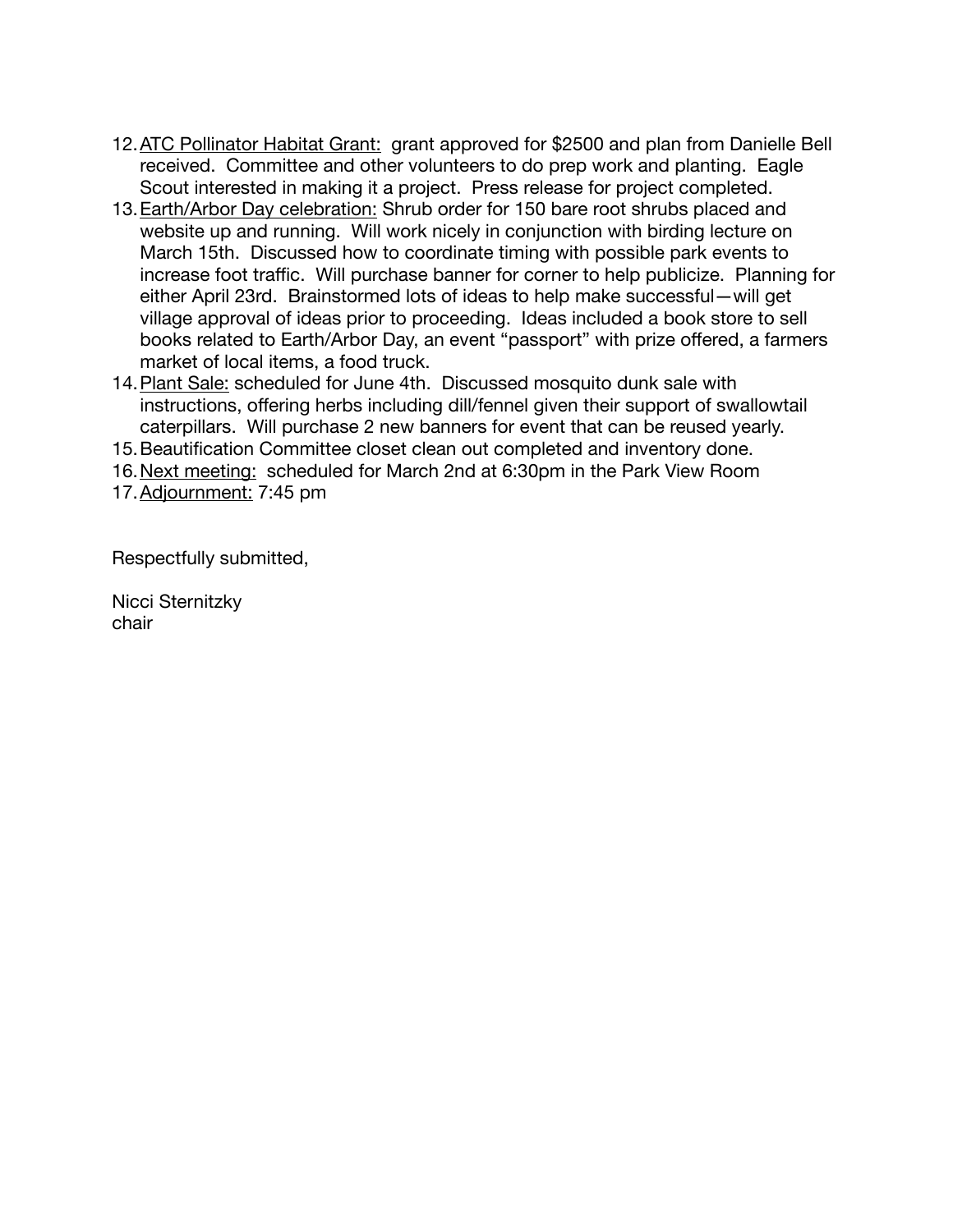12. ATC Pollinator Habitat Grant: grant approved for $2500 and plan from Danielle Bell received. Committee and other volunteers to do prep work and planting. Eagle Scout interested in making it a project. Press release for project completed.
13. Earth/Arbor Day celebration: Shrub order for 150 bare root shrubs placed and website up and running. Will work nicely in conjunction with birding lecture on March 15th. Discussed how to coordinate timing with possible park events to increase foot traffic. Will purchase banner for corner to help publicize. Planning for either April 23rd. Brainstormed lots of ideas to help make successful—will get village approval of ideas prior to proceeding. Ideas included a book store to sell books related to Earth/Arbor Day, an event "passport" with prize offered, a farmers market of local items, a food truck.
14. Plant Sale: scheduled for June 4th. Discussed mosquito dunk sale with instructions, offering herbs including dill/fennel given their support of swallowtail caterpillars. Will purchase 2 new banners for event that can be reused yearly.
15. Beautification Committee closet clean out completed and inventory done.
16. Next meeting: scheduled for March 2nd at 6:30pm in the Park View Room
17. Adjournment: 7:45 pm

Respectfully submitted,

Nicci Sternitzky
chair